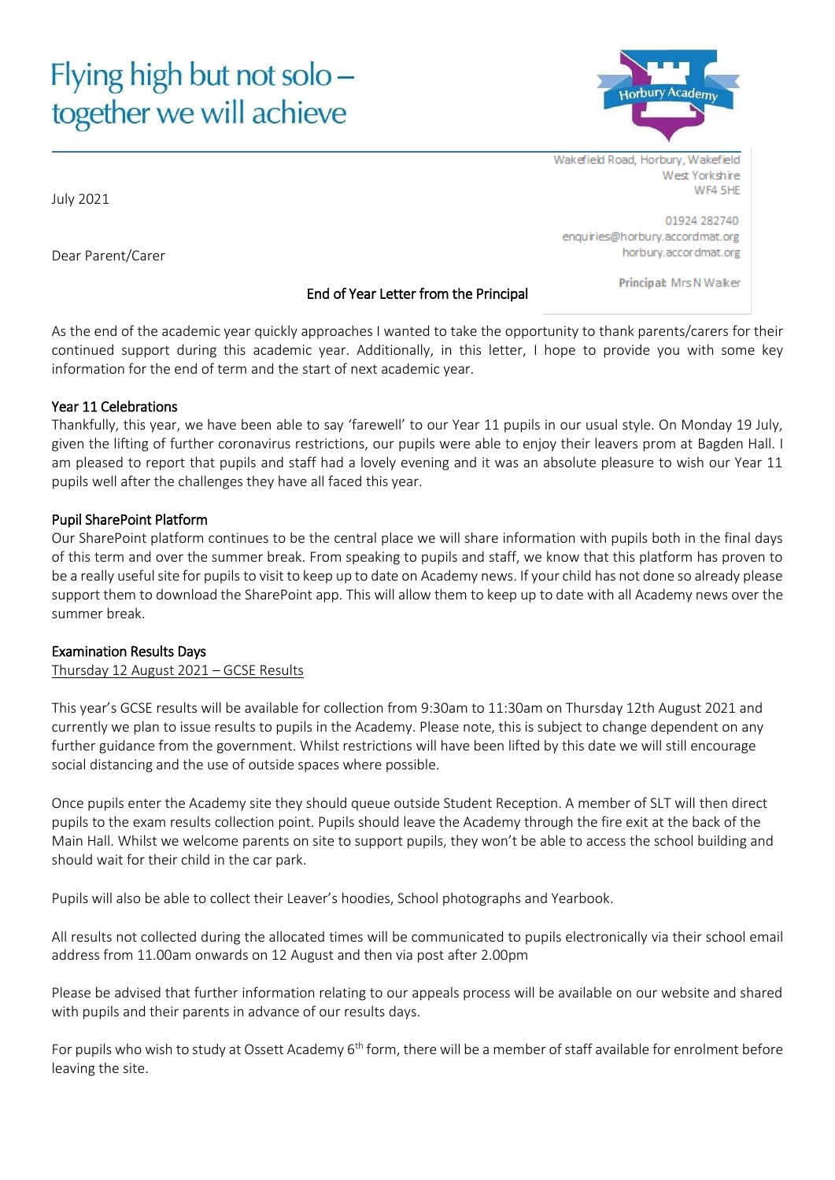# Flying high but not solo – together we will achieve

Horbury Academy

Wakefield Road, Horbury, Wakefield
West Yorkshire
WF4 5HE

01924 282740
enquiries@horbury.accordmat.org
horbury.accordmat.org

**Principal:** Mrs N Walker

July 2021

Dear Parent/Carer

## End of Year Letter from the Principal

As the end of the academic year quickly approaches I wanted to take the opportunity to thank parents/carers for their continued support during this academic year. Additionally, in this letter, I hope to provide you with some key information for the end of term and the start of next academic year.

### Year 11 Celebrations

Thankfully, this year, we have been able to say 'farewell' to our Year 11 pupils in our usual style. On Monday 19 July, given the lifting of further coronavirus restrictions, our pupils were able to enjoy their leavers prom at Bagden Hall. I am pleased to report that pupils and staff had a lovely evening and it was an absolute pleasure to wish our Year 11 pupils well after the challenges they have all faced this year.

### Pupil SharePoint Platform

Our SharePoint platform continues to be the central place we will share information with pupils both in the final days of this term and over the summer break. From speaking to pupils and staff, we know that this platform has proven to be a really useful site for pupils to visit to keep up to date on Academy news. If your child has not done so already please support them to download the SharePoint app. This will allow them to keep up to date with all Academy news over the summer break.

### Examination Results Days

Thursday 12 August 2021 – GCSE Results

This year's GCSE results will be available for collection from 9:30am to 11:30am on Thursday 12th August 2021 and currently we plan to issue results to pupils in the Academy. Please note, this is subject to change dependent on any further guidance from the government. Whilst restrictions will have been lifted by this date we will still encourage social distancing and the use of outside spaces where possible.

Once pupils enter the Academy site they should queue outside Student Reception. A member of SLT will then direct pupils to the exam results collection point. Pupils should leave the Academy through the fire exit at the back of the Main Hall. Whilst we welcome parents on site to support pupils, they won't be able to access the school building and should wait for their child in the car park.

Pupils will also be able to collect their Leaver's hoodies, School photographs and Yearbook.

All results not collected during the allocated times will be communicated to pupils electronically via their school email address from 11.00am onwards on 12 August and then via post after 2.00pm

Please be advised that further information relating to our appeals process will be available on our website and shared with pupils and their parents in advance of our results days.

For pupils who wish to study at Ossett Academy 6th form, there will be a member of staff available for enrolment before leaving the site.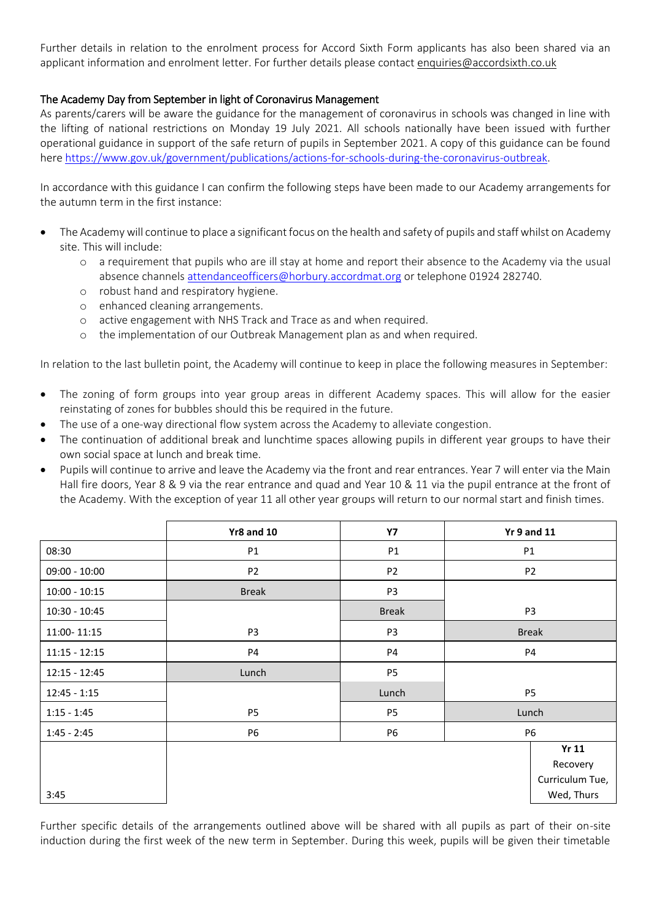Further details in relation to the enrolment process for Accord Sixth Form applicants has also been shared via an applicant information and enrolment letter. For further details please contact enquiries@accordsixth.co.uk

### The Academy Day from September in light of Coronavirus Management

As parents/carers will be aware the guidance for the management of coronavirus in schools was changed in line with the lifting of national restrictions on Monday 19 July 2021. All schools nationally have been issued with further operational guidance in support of the safe return of pupils in September 2021. A copy of this guidance can be found here https://www.gov.uk/government/publications/actions-for-schools-during-the-coronavirus-outbreak.

In accordance with this guidance I can confirm the following steps have been made to our Academy arrangements for the autumn term in the first instance:

- The Academy will continue to place a significant focus on the health and safety of pupils and staff whilst on Academy site. This will include:
    - a requirement that pupils who are ill stay at home and report their absence to the Academy via the usual absence channels attendanceofficers@horbury.accordmat.org or telephone 01924 282740.
    - robust hand and respiratory hygiene.
    - enhanced cleaning arrangements.
    - active engagement with NHS Track and Trace as and when required.
    - the implementation of our Outbreak Management plan as and when required.

In relation to the last bulletin point, the Academy will continue to keep in place the following measures in September:

- The zoning of form groups into year group areas in different Academy spaces. This will allow for the easier reinstating of zones for bubbles should this be required in the future.
- The use of a one-way directional flow system across the Academy to alleviate congestion.
- The continuation of additional break and lunchtime spaces allowing pupils in different year groups to have their own social space at lunch and break time.
- Pupils will continue to arrive and leave the Academy via the front and rear entrances. Year 7 will enter via the Main Hall fire doors, Year 8 & 9 via the rear entrance and quad and Year 10 & 11 via the pupil entrance at the front of the Academy. With the exception of year 11 all other year groups will return to our normal start and finish times.

| | Yr8 and 10 | Y7 | Yr 9 and 11 |
|---|---|---|---|
| 08:30 | P1 | P1 | P1 |
| 09:00 - 10:00 | P2 | P2 | P2 |
| 10:00 - 10:15 | Break | P3 | P3 |
| 10:30 - 10:45 | P3 | Break | P3 |
| 11:00- 11:15 | P3 | P3 | Break |
| 11:15 - 12:15 | P4 | P4 | P4 |
| 12:15 - 12:45 | Lunch | P5 | P5 |
| 12:45 - 1:15 | P5 | Lunch | P5 |
| 1:15 - 1:45 | P5 | P5 | Lunch |
| 1:45 - 2:45 | P6 | P6 | P6 |
| 3:45 | | | **Yr 11** Recovery Curriculum Tue, Wed, Thurs |

Further specific details of the arrangements outlined above will be shared with all pupils as part of their on-site induction during the first week of the new term in September. During this week, pupils will be given their timetable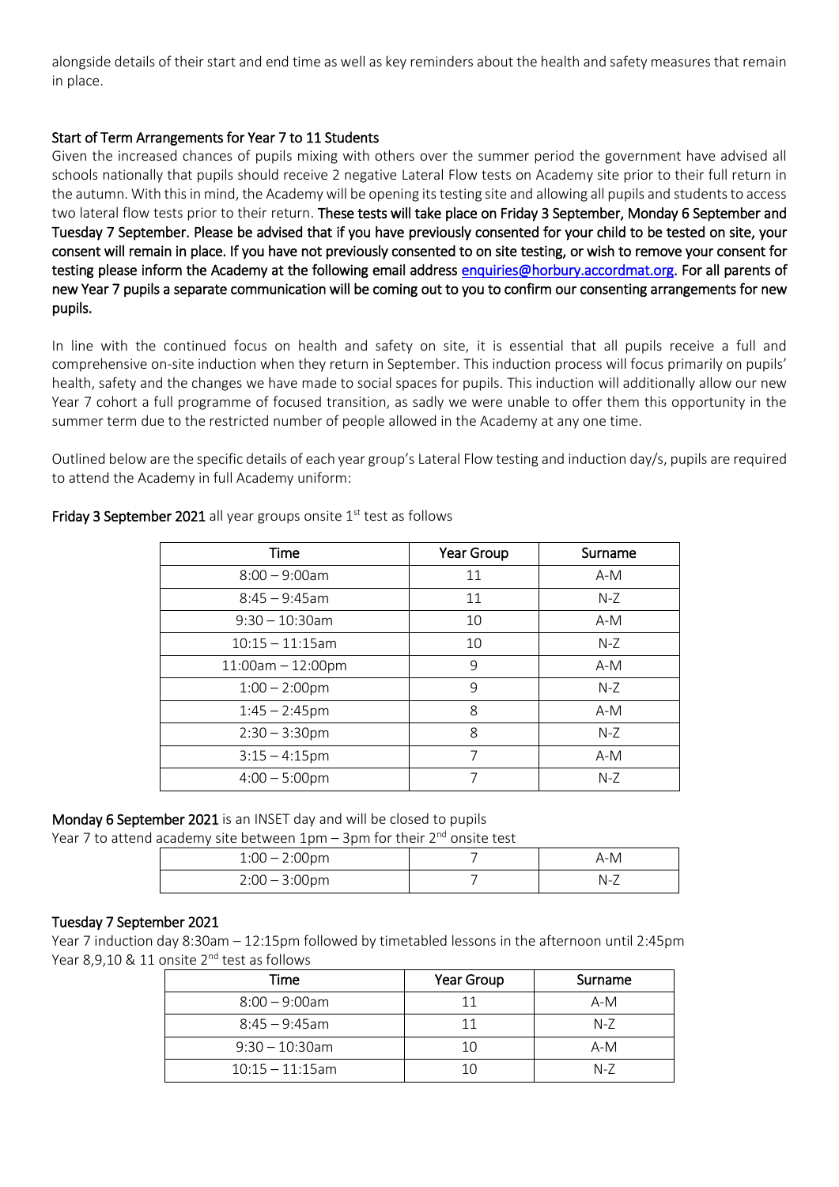alongside details of their start and end time as well as key reminders about the health and safety measures that remain in place.

## Start of Term Arrangements for Year 7 to 11 Students

Given the increased chances of pupils mixing with others over the summer period the government have advised all schools nationally that pupils should receive 2 negative Lateral Flow tests on Academy site prior to their full return in the autumn. With this in mind, the Academy will be opening its testing site and allowing all pupils and students to access two lateral flow tests prior to their return. **These tests will take place on Friday 3 September, Monday 6 September and Tuesday 7 September. Please be advised that if you have previously consented for your child to be tested on site, your consent will remain in place. If you have not previously consented to on site testing, or wish to remove your consent for testing please inform the Academy at the following email address [enquiries@horbury.accordmat.org](mailto:enquiries@horbury.accordmat.org). For all parents of new Year 7 pupils a separate communication will be coming out to you to confirm our consenting arrangements for new pupils.**

In line with the continued focus on health and safety on site, it is essential that all pupils receive a full and comprehensive on-site induction when they return in September. This induction process will focus primarily on pupils' health, safety and the changes we have made to social spaces for pupils. This induction will additionally allow our new Year 7 cohort a full programme of focused transition, as sadly we were unable to offer them this opportunity in the summer term due to the restricted number of people allowed in the Academy at any one time.

Outlined below are the specific details of each year group's Lateral Flow testing and induction day/s, pupils are required to attend the Academy in full Academy uniform:

**Friday 3 September 2021** all year groups onsite 1st test as follows

| Time | Year Group | Surname |
|---|---|---|
| 8:00 – 9:00am | 11 | A-M |
| 8:45 – 9:45am | 11 | N-Z |
| 9:30 – 10:30am | 10 | A-M |
| 10:15 – 11:15am | 10 | N-Z |
| 11:00am – 12:00pm | 9 | A-M |
| 1:00 – 2:00pm | 9 | N-Z |
| 1:45 – 2:45pm | 8 | A-M |
| 2:30 – 3:30pm | 8 | N-Z |
| 3:15 – 4:15pm | 7 | A-M |
| 4:00 – 5:00pm | 7 | N-Z |

**Monday 6 September 2021** is an INSET day and will be closed to pupils

Year 7 to attend academy site between 1pm – 3pm for their 2nd onsite test

| | | |
|---|---|---|
| 1:00 – 2:00pm | 7 | A-M |
| 2:00 – 3:00pm | 7 | N-Z |

**Tuesday 7 September 2021**

Year 7 induction day 8:30am – 12:15pm followed by timetabled lessons in the afternoon until 2:45pm

Year 8,9,10 & 11 onsite 2nd test as follows

| Time | Year Group | Surname |
|---|---|---|
| 8:00 – 9:00am | 11 | A-M |
| 8:45 – 9:45am | 11 | N-Z |
| 9:30 – 10:30am | 10 | A-M |
| 10:15 – 11:15am | 10 | N-Z |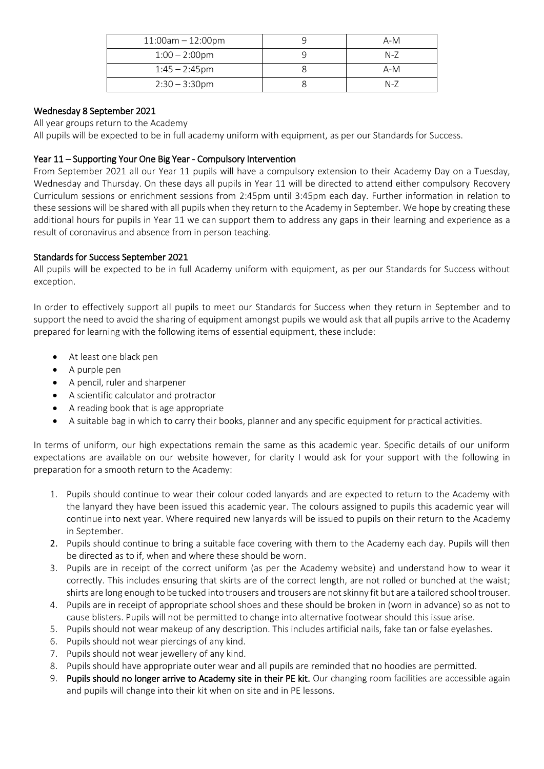| 11:00am – 12:00pm | 9 | A-M |
|---|---|---|
| 1:00 – 2:00pm | 9 | N-Z |
| 1:45 – 2:45pm | 8 | A-M |
| 2:30 – 3:30pm | 8 | N-Z |

### Wednesday 8 September 2021

All year groups return to the Academy

All pupils will be expected to be in full academy uniform with equipment, as per our Standards for Success.

### Year 11 – Supporting Your One Big Year - Compulsory Intervention

From September 2021 all our Year 11 pupils will have a compulsory extension to their Academy Day on a Tuesday, Wednesday and Thursday. On these days all pupils in Year 11 will be directed to attend either compulsory Recovery Curriculum sessions or enrichment sessions from 2:45pm until 3:45pm each day. Further information in relation to these sessions will be shared with all pupils when they return to the Academy in September. We hope by creating these additional hours for pupils in Year 11 we can support them to address any gaps in their learning and experience as a result of coronavirus and absence from in person teaching.

### Standards for Success September 2021

All pupils will be expected to be in full Academy uniform with equipment, as per our Standards for Success without exception.

In order to effectively support all pupils to meet our Standards for Success when they return in September and to support the need to avoid the sharing of equipment amongst pupils we would ask that all pupils arrive to the Academy prepared for learning with the following items of essential equipment, these include:

- At least one black pen
- A purple pen
- A pencil, ruler and sharpener
- A scientific calculator and protractor
- A reading book that is age appropriate
- A suitable bag in which to carry their books, planner and any specific equipment for practical activities.

In terms of uniform, our high expectations remain the same as this academic year. Specific details of our uniform expectations are available on our website however, for clarity I would ask for your support with the following in preparation for a smooth return to the Academy:

1. Pupils should continue to wear their colour coded lanyards and are expected to return to the Academy with the lanyard they have been issued this academic year. The colours assigned to pupils this academic year will continue into next year. Where required new lanyards will be issued to pupils on their return to the Academy in September.
2. Pupils should continue to bring a suitable face covering with them to the Academy each day. Pupils will then be directed as to if, when and where these should be worn.
3. Pupils are in receipt of the correct uniform (as per the Academy website) and understand how to wear it correctly. This includes ensuring that skirts are of the correct length, are not rolled or bunched at the waist; shirts are long enough to be tucked into trousers and trousers are not skinny fit but are a tailored school trouser.
4. Pupils are in receipt of appropriate school shoes and these should be broken in (worn in advance) so as not to cause blisters. Pupils will not be permitted to change into alternative footwear should this issue arise.
5. Pupils should not wear makeup of any description. This includes artificial nails, fake tan or false eyelashes.
6. Pupils should not wear piercings of any kind.
7. Pupils should not wear jewellery of any kind.
8. Pupils should have appropriate outer wear and all pupils are reminded that no hoodies are permitted.
9. **Pupils should no longer arrive to Academy site in their PE kit.** Our changing room facilities are accessible again and pupils will change into their kit when on site and in PE lessons.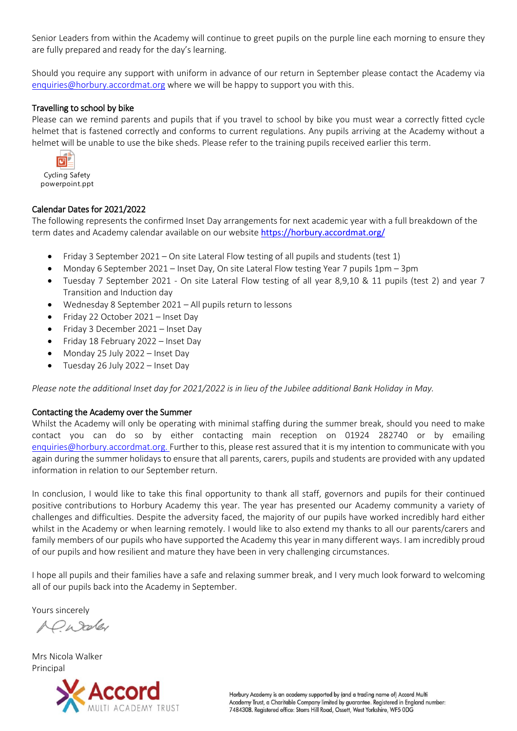Senior Leaders from within the Academy will continue to greet pupils on the purple line each morning to ensure they are fully prepared and ready for the day's learning.

Should you require any support with uniform in advance of our return in September please contact the Academy via [enquiries@horbury.accordmat.org](mailto:enquiries@horbury.accordmat.org) where we will be happy to support you with this.

### Travelling to school by bike

Please can we remind parents and pupils that if you travel to school by bike you must wear a correctly fitted cycle helmet that is fastened correctly and conforms to current regulations. Any pupils arriving at the Academy without a helmet will be unable to use the bike sheds. Please refer to the training pupils received earlier this term.

Cycling Safety powerpoint.ppt

### Calendar Dates for 2021/2022

The following represents the confirmed Inset Day arrangements for next academic year with a full breakdown of the term dates and Academy calendar available on our website [https://horbury.accordmat.org/](https://horbury.accordmat.org/)

- Friday 3 September 2021 – On site Lateral Flow testing of all pupils and students (test 1)
- Monday 6 September 2021 – Inset Day, On site Lateral Flow testing Year 7 pupils 1pm – 3pm
- Tuesday 7 September 2021 - On site Lateral Flow testing of all year 8,9,10 & 11 pupils (test 2) and year 7 Transition and Induction day
- Wednesday 8 September 2021 – All pupils return to lessons
- Friday 22 October 2021 – Inset Day
- Friday 3 December 2021 – Inset Day
- Friday 18 February 2022 – Inset Day
- Monday 25 July 2022 – Inset Day
- Tuesday 26 July 2022 – Inset Day

*Please note the additional Inset day for 2021/2022 is in lieu of the Jubilee additional Bank Holiday in May.*

### Contacting the Academy over the Summer

Whilst the Academy will only be operating with minimal staffing during the summer break, should you need to make contact you can do so by either contacting main reception on 01924 282740 or by emailing [enquiries@horbury.accordmat.org.](mailto:enquiries@horbury.accordmat.org) Further to this, please rest assured that it is my intention to communicate with you again during the summer holidays to ensure that all parents, carers, pupils and students are provided with any updated information in relation to our September return.

In conclusion, I would like to take this final opportunity to thank all staff, governors and pupils for their continued positive contributions to Horbury Academy this year. The year has presented our Academy community a variety of challenges and difficulties. Despite the adversity faced, the majority of our pupils have worked incredibly hard either whilst in the Academy or when learning remotely. I would like to also extend my thanks to all our parents/carers and family members of our pupils who have supported the Academy this year in many different ways. I am incredibly proud of our pupils and how resilient and mature they have been in very challenging circumstances.

I hope all pupils and their families have a safe and relaxing summer break, and I very much look forward to welcoming all of our pupils back into the Academy in September.

Yours sincerely

Mrs Nicola Walker
Principal

Accord MULTI ACADEMY TRUST

Horbury Academy is an academy supported by (and a trading name of) Accord Multi Academy Trust, a Charitable Company limited by guarantee. Registered in England number: 7484308. Registered office: Storrs Hill Road, Ossett, West Yorkshire, WF5 0DG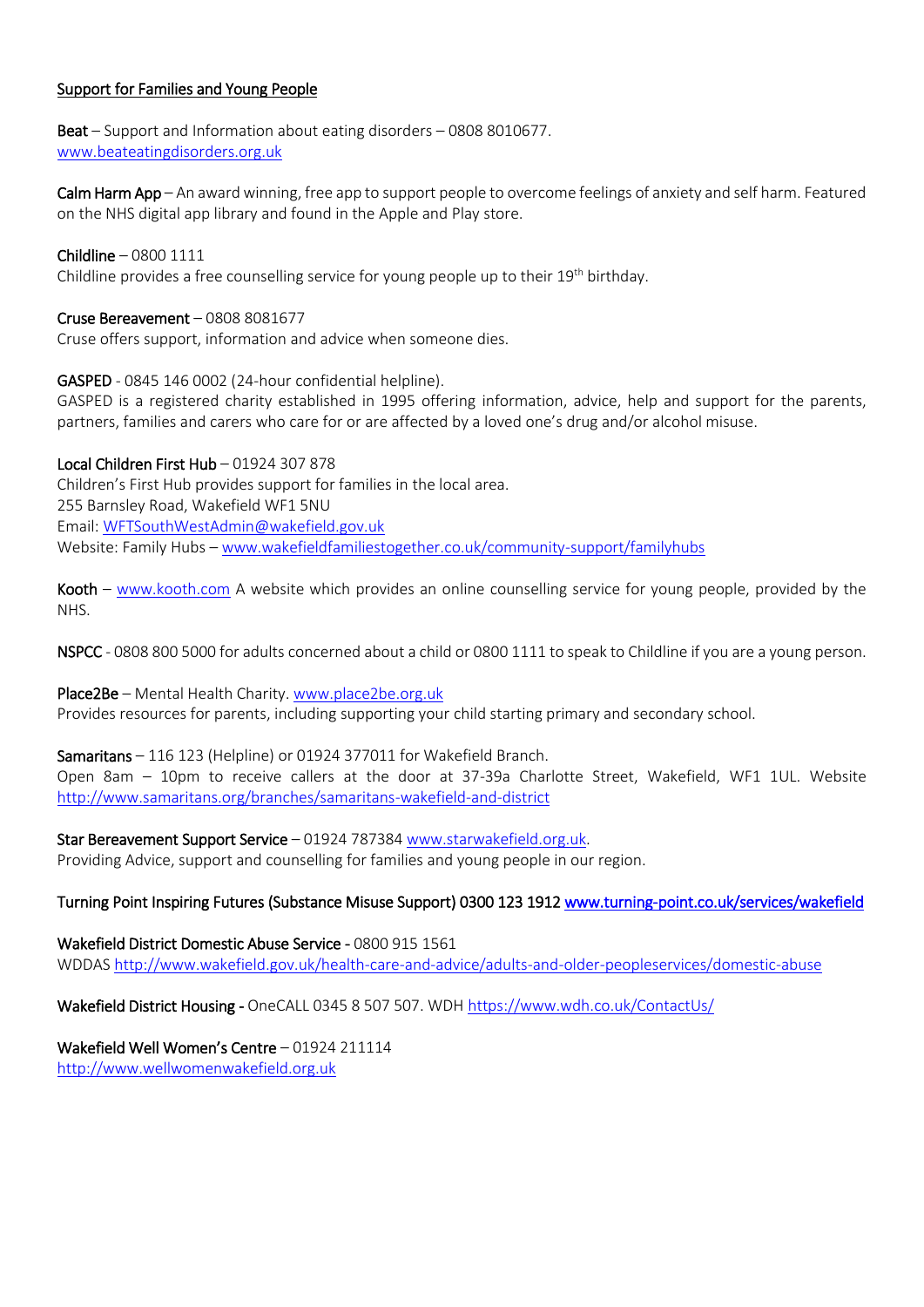## Support for Families and Young People

**Beat** – Support and Information about eating disorders – 0808 8010677.
www.beateatingdisorders.org.uk

**Calm Harm App** – An award winning, free app to support people to overcome feelings of anxiety and self harm. Featured on the NHS digital app library and found in the Apple and Play store.

**Childline** – 0800 1111
Childline provides a free counselling service for young people up to their 19th birthday.

**Cruse Bereavement** – 0808 8081677
Cruse offers support, information and advice when someone dies.

**GASPED** - 0845 146 0002 (24-hour confidential helpline).
GASPED is a registered charity established in 1995 offering information, advice, help and support for the parents, partners, families and carers who care for or are affected by a loved one's drug and/or alcohol misuse.

**Local Children First Hub** – 01924 307 878
Children's First Hub provides support for families in the local area.
255 Barnsley Road, Wakefield WF1 5NU
Email: WFTSouthWestAdmin@wakefield.gov.uk
Website: Family Hubs – www.wakefieldfamiliestogether.co.uk/community-support/familyhubs

**Kooth** – www.kooth.com A website which provides an online counselling service for young people, provided by the NHS.

**NSPCC** - 0808 800 5000 for adults concerned about a child or 0800 1111 to speak to Childline if you are a young person.

**Place2Be** – Mental Health Charity. www.place2be.org.uk
Provides resources for parents, including supporting your child starting primary and secondary school.

**Samaritans** – 116 123 (Helpline) or 01924 377011 for Wakefield Branch.
Open 8am – 10pm to receive callers at the door at 37-39a Charlotte Street, Wakefield, WF1 1UL. Website http://www.samaritans.org/branches/samaritans-wakefield-and-district

**Star Bereavement Support Service** – 01924 787384 www.starwakefield.org.uk.
Providing Advice, support and counselling for families and young people in our region.

**Turning Point Inspiring Futures (Substance Misuse Support) 0300 123 1912** www.turning-point.co.uk/services/wakefield

**Wakefield District Domestic Abuse Service** - 0800 915 1561
WDDAS http://www.wakefield.gov.uk/health-care-and-advice/adults-and-older-peopleservices/domestic-abuse

**Wakefield District Housing** - OneCALL 0345 8 507 507. WDH https://www.wdh.co.uk/ContactUs/

**Wakefield Well Women's Centre** – 01924 211114
http://www.wellwomenwakefield.org.uk